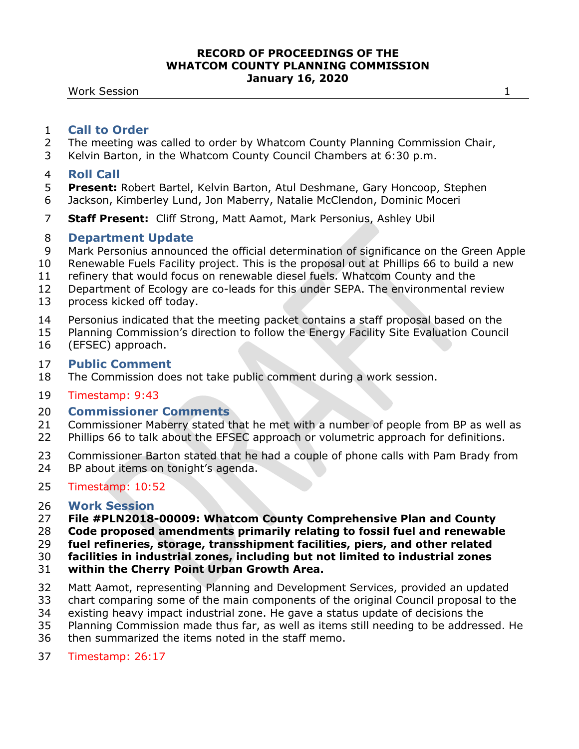# RECORD OF PROCEEDINGS OF THE WHATCOM COUNTY PLANNING COMMISSION
# January 16, 2020

Work Session

## Call to Order

The meeting was called to order by Whatcom County Planning Commission Chair, Kelvin Barton, in the Whatcom County Council Chambers at 6:30 p.m.

## Roll Call

**Present:** Robert Bartel, Kelvin Barton, Atul Deshmane, Gary Honcoop, Stephen Jackson, Kimberley Lund, Jon Maberry, Natalie McClendon, Dominic Moceri

**Staff Present:** Cliff Strong, Matt Aamot, Mark Personius, Ashley Ubil

## Department Update

Mark Personius announced the official determination of significance on the Green Apple Renewable Fuels Facility project. This is the proposal out at Phillips 66 to build a new refinery that would focus on renewable diesel fuels. Whatcom County and the Department of Ecology are co-leads for this under SEPA. The environmental review process kicked off today.

Personius indicated that the meeting packet contains a staff proposal based on the Planning Commission's direction to follow the Energy Facility Site Evaluation Council (EFSEC) approach.

## Public Comment

The Commission does not take public comment during a work session.

Timestamp: 9:43

## Commissioner Comments

Commissioner Maberry stated that he met with a number of people from BP as well as Phillips 66 to talk about the EFSEC approach or volumetric approach for definitions.

Commissioner Barton stated that he had a couple of phone calls with Pam Brady from BP about items on tonight's agenda.

Timestamp: 10:52

## Work Session

**File #PLN2018-00009: Whatcom County Comprehensive Plan and County Code proposed amendments primarily relating to fossil fuel and renewable fuel refineries, storage, transshipment facilities, piers, and other related facilities in industrial zones, including but not limited to industrial zones within the Cherry Point Urban Growth Area.**

Matt Aamot, representing Planning and Development Services, provided an updated chart comparing some of the main components of the original Council proposal to the existing heavy impact industrial zone. He gave a status update of decisions the Planning Commission made thus far, as well as items still needing to be addressed. He then summarized the items noted in the staff memo.

Timestamp: 26:17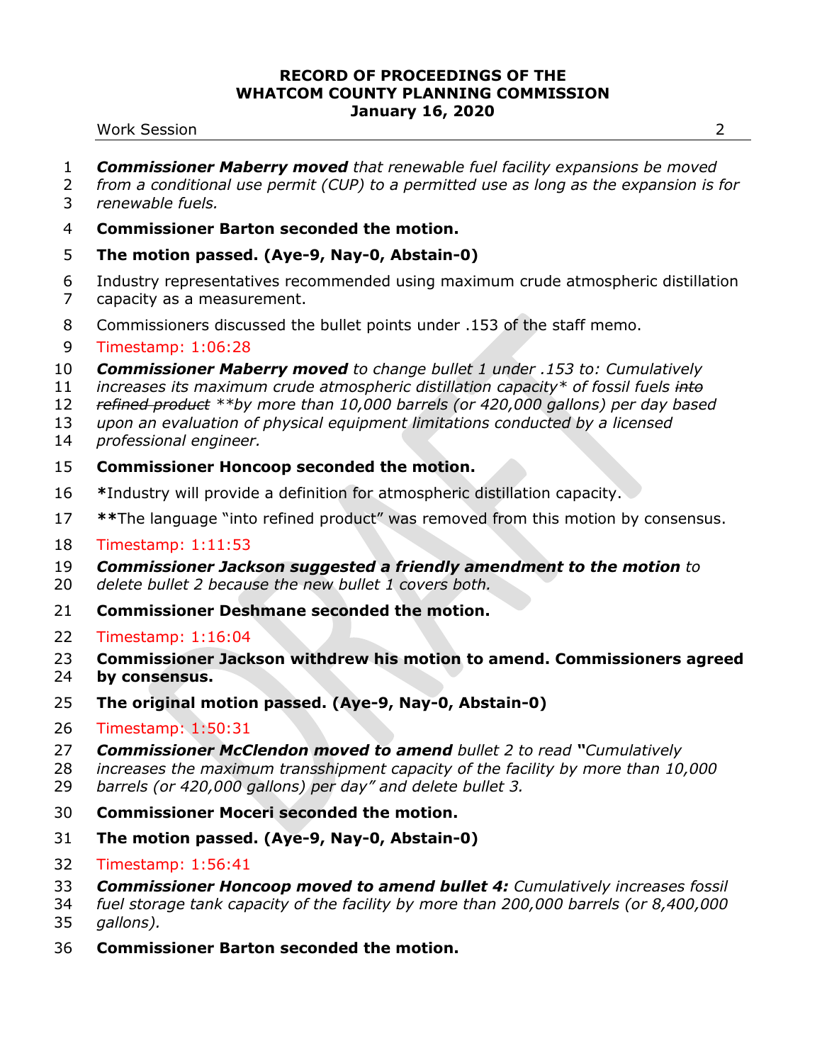***Commissioner Maberry moved** that renewable fuel facility expansions be moved from a conditional use permit (CUP) to a permitted use as long as the expansion is for renewable fuels.*

**Commissioner Barton seconded the motion.**

**The motion passed. (Aye-9, Nay-0, Abstain-0)**

Industry representatives recommended using maximum crude atmospheric distillation capacity as a measurement.

Commissioners discussed the bullet points under .153 of the staff memo.

Timestamp: 1:06:28

***Commissioner Maberry moved** to change bullet 1 under .153 to: Cumulatively increases its maximum crude atmospheric distillation capacity* of fossil fuels ~~into refined product~~ **by more than 10,000 barrels (or 420,000 gallons) per day based upon an evaluation of physical equipment limitations conducted by a licensed professional engineer.*

**Commissioner Honcoop seconded the motion.**

**\***Industry will provide a definition for atmospheric distillation capacity.

**\*\***The language "into refined product" was removed from this motion by consensus.

Timestamp: 1:11:53

***Commissioner Jackson suggested a friendly amendment to the motion** to delete bullet 2 because the new bullet 1 covers both.*

**Commissioner Deshmane seconded the motion.**

Timestamp: 1:16:04

**Commissioner Jackson withdrew his motion to amend. Commissioners agreed by consensus.**

**The original motion passed. (Aye-9, Nay-0, Abstain-0)**

Timestamp: 1:50:31

***Commissioner McClendon moved to amend** bullet 2 to read "Cumulatively increases the maximum transshipment capacity of the facility by more than 10,000 barrels (or 420,000 gallons) per day" and delete bullet 3.*

**Commissioner Moceri seconded the motion.**

**The motion passed. (Aye-9, Nay-0, Abstain-0)**

Timestamp: 1:56:41

***Commissioner Honcoop moved to amend bullet 4:** Cumulatively increases fossil fuel storage tank capacity of the facility by more than 200,000 barrels (or 8,400,000 gallons).*

**Commissioner Barton seconded the motion.**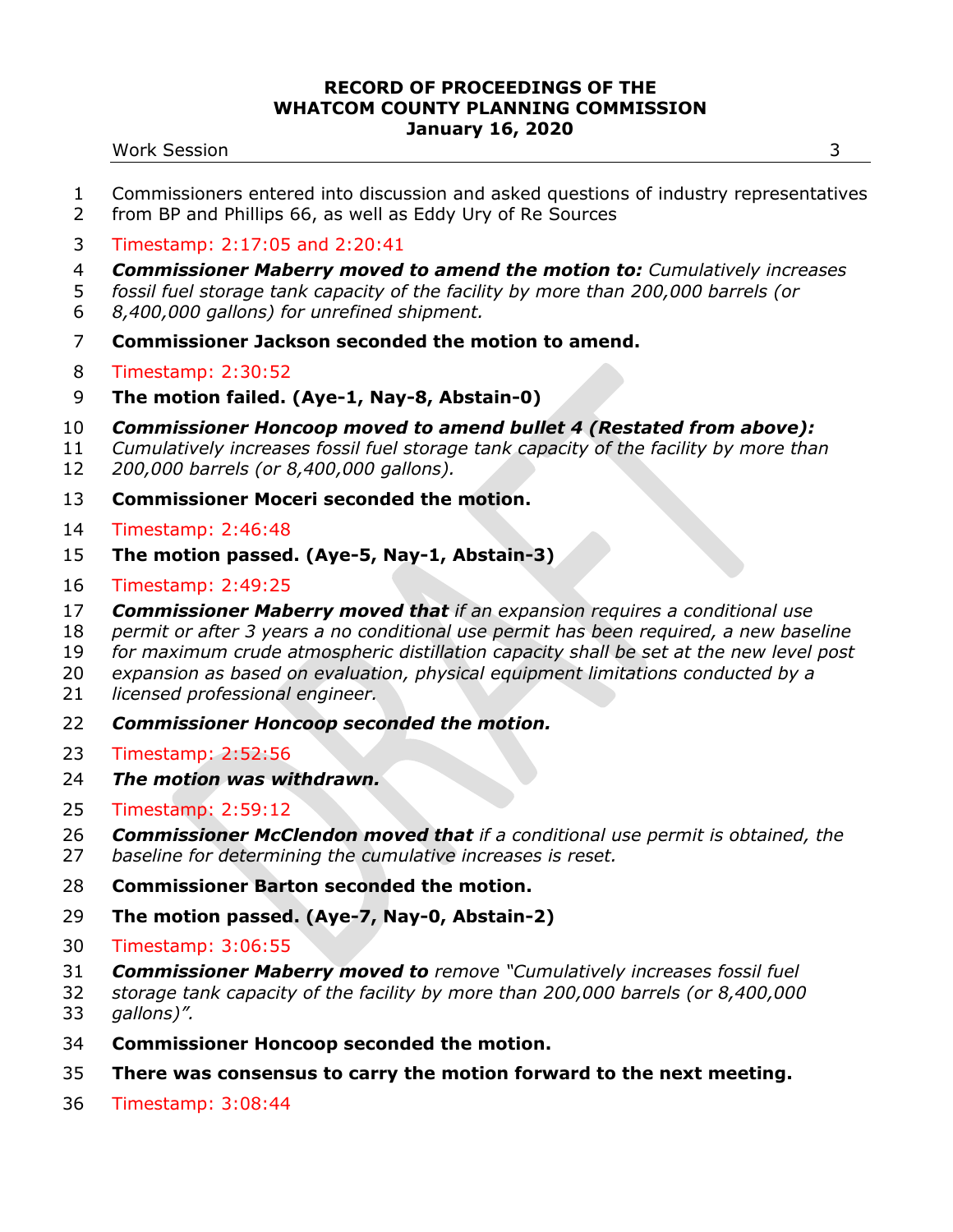Commissioners entered into discussion and asked questions of industry representatives from BP and Phillips 66, as well as Eddy Ury of Re Sources

Timestamp: 2:17:05 and 2:20:41

***Commissioner Maberry moved to amend the motion to:*** *Cumulatively increases fossil fuel storage tank capacity of the facility by more than 200,000 barrels (or 8,400,000 gallons) for unrefined shipment.*

**Commissioner Jackson seconded the motion to amend.**

Timestamp: 2:30:52

**The motion failed. (Aye-1, Nay-8, Abstain-0)**

***Commissioner Honcoop moved to amend bullet 4 (Restated from above):*** *Cumulatively increases fossil fuel storage tank capacity of the facility by more than 200,000 barrels (or 8,400,000 gallons).*

**Commissioner Moceri seconded the motion.**

Timestamp: 2:46:48

**The motion passed. (Aye-5, Nay-1, Abstain-3)**

Timestamp: 2:49:25

***Commissioner Maberry moved that*** *if an expansion requires a conditional use permit or after 3 years a no conditional use permit has been required, a new baseline for maximum crude atmospheric distillation capacity shall be set at the new level post expansion as based on evaluation, physical equipment limitations conducted by a licensed professional engineer.*

***Commissioner Honcoop seconded the motion.***

Timestamp: 2:52:56

***The motion was withdrawn.***

Timestamp: 2:59:12

***Commissioner McClendon moved that*** *if a conditional use permit is obtained, the baseline for determining the cumulative increases is reset.*

**Commissioner Barton seconded the motion.**

**The motion passed. (Aye-7, Nay-0, Abstain-2)**

Timestamp: 3:06:55

***Commissioner Maberry moved to*** *remove "Cumulatively increases fossil fuel storage tank capacity of the facility by more than 200,000 barrels (or 8,400,000 gallons)".*

**Commissioner Honcoop seconded the motion.**

**There was consensus to carry the motion forward to the next meeting.**

Timestamp: 3:08:44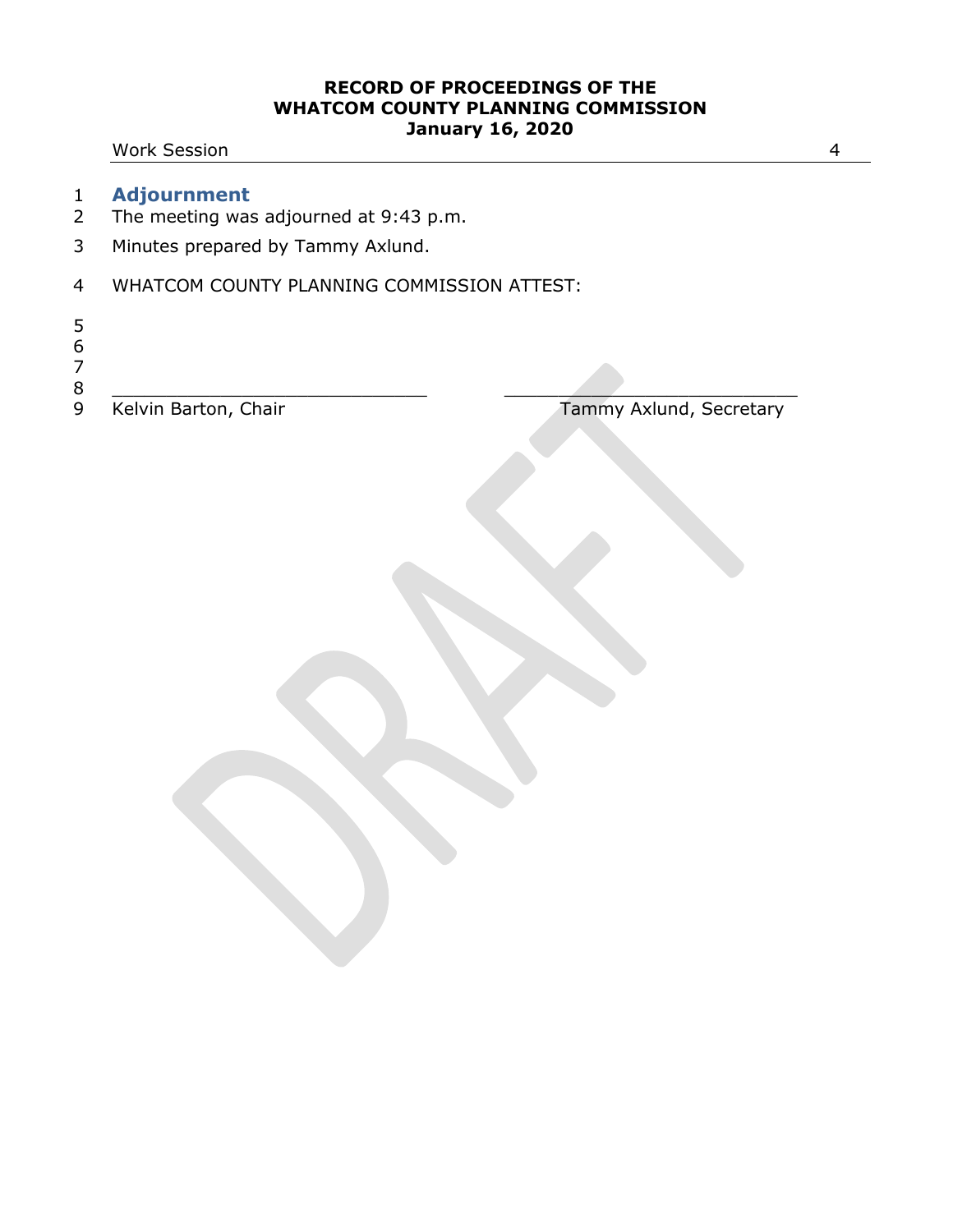## Adjournment

The meeting was adjourned at 9:43 p.m.

Minutes prepared by Tammy Axlund.

WHATCOM COUNTY PLANNING COMMISSION ATTEST:

_____________________________ _____________________________

Kelvin Barton, Chair Tammy Axlund, Secretary